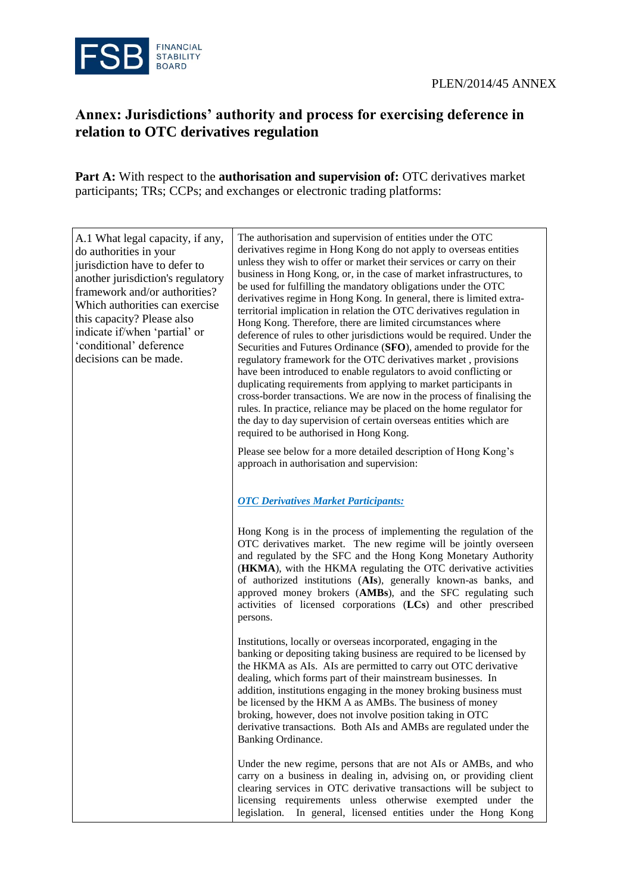PLEN/2014/45 ANNEX

# Annex: Jurisdictions' authority and process for exercising deference in relation to OTC derivatives regulation

**Part A:** With respect to the **authorisation and supervision of:** OTC derivatives market participants; TRs; CCPs; and exchanges or electronic trading platforms:

| | |
|---|---|
| A.1 What legal capacity, if any, do authorities in your jurisdiction have to defer to another jurisdiction's regulatory framework and/or authorities? Which authorities can exercise this capacity? Please also indicate if/when 'partial' or 'conditional' deference decisions can be made. | The authorisation and supervision of entities under the OTC derivatives regime in Hong Kong do not apply to overseas entities unless they wish to offer or market their services or carry on their business in Hong Kong, or, in the case of market infrastructures, to be used for fulfilling the mandatory obligations under the OTC derivatives regime in Hong Kong. In general, there is limited extra-territorial implication in relation the OTC derivatives regulation in Hong Kong. Therefore, there are limited circumstances where deference of rules to other jurisdictions would be required. Under the Securities and Futures Ordinance (**SFO**), amended to provide for the regulatory framework for the OTC derivatives market , provisions have been introduced to enable regulators to avoid conflicting or duplicating requirements from applying to market participants in cross-border transactions. We are now in the process of finalising the rules. In practice, reliance may be placed on the home regulator for the day to day supervision of certain overseas entities which are required to be authorised in Hong Kong.<br><br>Please see below for a more detailed description of Hong Kong's approach in authorisation and supervision:<br><br>***OTC Derivatives Market Participants:***<br><br>Hong Kong is in the process of implementing the regulation of the OTC derivatives market. The new regime will be jointly overseen and regulated by the SFC and the Hong Kong Monetary Authority (**HKMA**), with the HKMA regulating the OTC derivative activities of authorized institutions (**AIs**), generally known-as banks, and approved money brokers (**AMBs**), and the SFC regulating such activities of licensed corporations (**LCs**) and other prescribed persons.<br><br>Institutions, locally or overseas incorporated, engaging in the banking or depositing taking business are required to be licensed by the HKMA as AIs. AIs are permitted to carry out OTC derivative dealing, which forms part of their mainstream businesses. In addition, institutions engaging in the money broking business must be licensed by the HKM A as AMBs. The business of money broking, however, does not involve position taking in OTC derivative transactions. Both AIs and AMBs are regulated under the Banking Ordinance.<br><br>Under the new regime, persons that are not AIs or AMBs, and who carry on a business in dealing in, advising on, or providing client clearing services in OTC derivative transactions will be subject to licensing requirements unless otherwise exempted under the legislation. In general, licensed entities under the Hong Kong |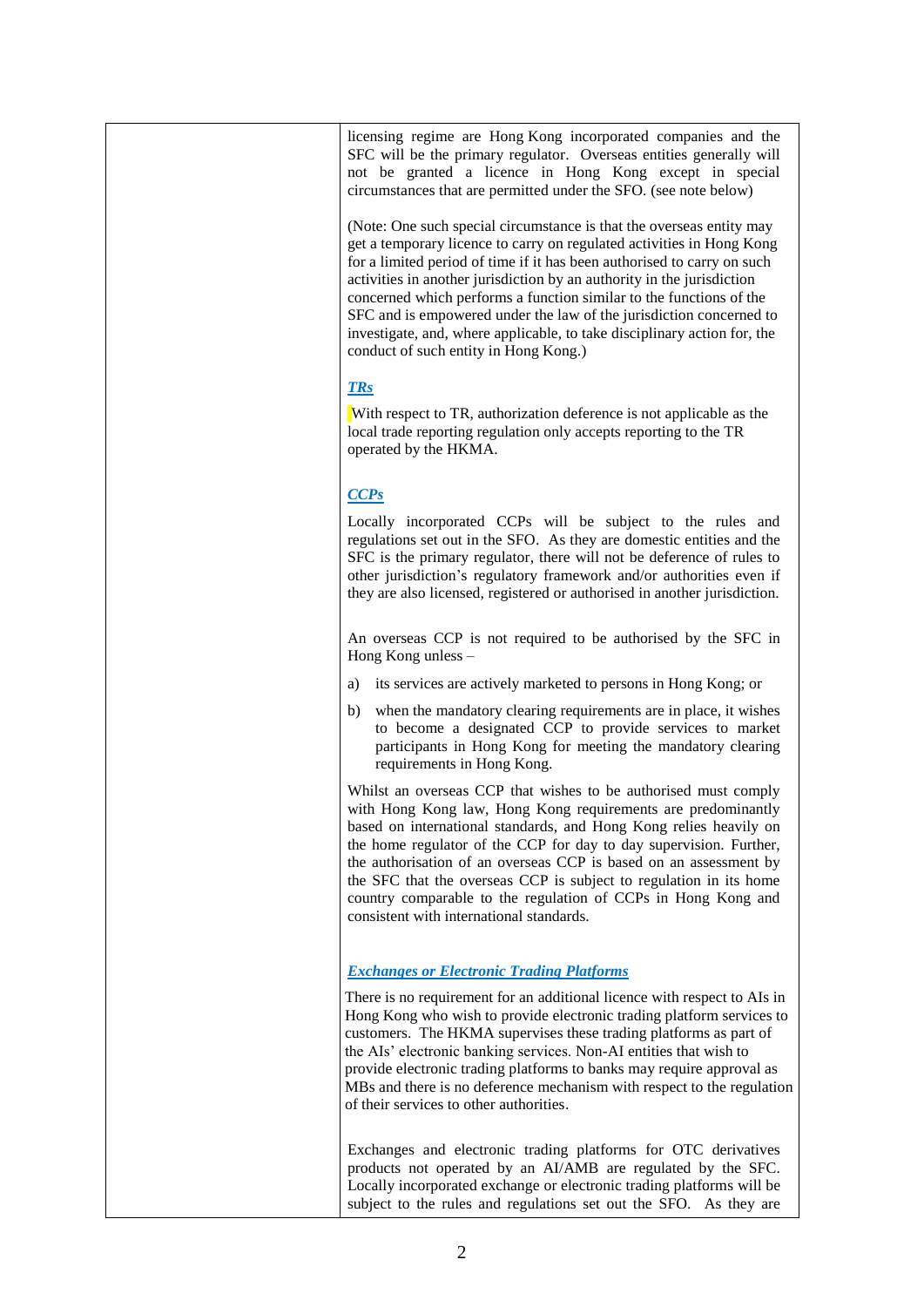| | licensing regime are Hong Kong incorporated companies and the SFC will be the primary regulator. Overseas entities generally will not be granted a licence in Hong Kong except in special circumstances that are permitted under the SFO. (see note below)<br><br>(Note: One such special circumstance is that the overseas entity may get a temporary licence to carry on regulated activities in Hong Kong for a limited period of time if it has been authorised to carry on such activities in another jurisdiction by an authority in the jurisdiction concerned which performs a function similar to the functions of the SFC and is empowered under the law of the jurisdiction concerned to investigate, and, where applicable, to take disciplinary action for, the conduct of such entity in Hong Kong.)<br><br>***TRs***<br><br>With respect to TR, authorization deference is not applicable as the local trade reporting regulation only accepts reporting to the TR operated by the HKMA.<br><br>***CCPs***<br><br>Locally incorporated CCPs will be subject to the rules and regulations set out in the SFO. As they are domestic entities and the SFC is the primary regulator, there will not be deference of rules to other jurisdiction's regulatory framework and/or authorities even if they are also licensed, registered or authorised in another jurisdiction.<br><br>An overseas CCP is not required to be authorised by the SFC in Hong Kong unless –<br><br>a) its services are actively marketed to persons in Hong Kong; or<br><br>b) when the mandatory clearing requirements are in place, it wishes to become a designated CCP to provide services to market participants in Hong Kong for meeting the mandatory clearing requirements in Hong Kong.<br><br>Whilst an overseas CCP that wishes to be authorised must comply with Hong Kong law, Hong Kong requirements are predominantly based on international standards, and Hong Kong relies heavily on the home regulator of the CCP for day to day supervision. Further, the authorisation of an overseas CCP is based on an assessment by the SFC that the overseas CCP is subject to regulation in its home country comparable to the regulation of CCPs in Hong Kong and consistent with international standards.<br><br>***Exchanges or Electronic Trading Platforms***<br><br>There is no requirement for an additional licence with respect to AIs in Hong Kong who wish to provide electronic trading platform services to customers. The HKMA supervises these trading platforms as part of the AIs' electronic banking services. Non-AI entities that wish to provide electronic trading platforms to banks may require approval as MBs and there is no deference mechanism with respect to the regulation of their services to other authorities.<br><br>Exchanges and electronic trading platforms for OTC derivatives products not operated by an AI/AMB are regulated by the SFC. Locally incorporated exchange or electronic trading platforms will be subject to the rules and regulations set out the SFO. As they are |
|---|---|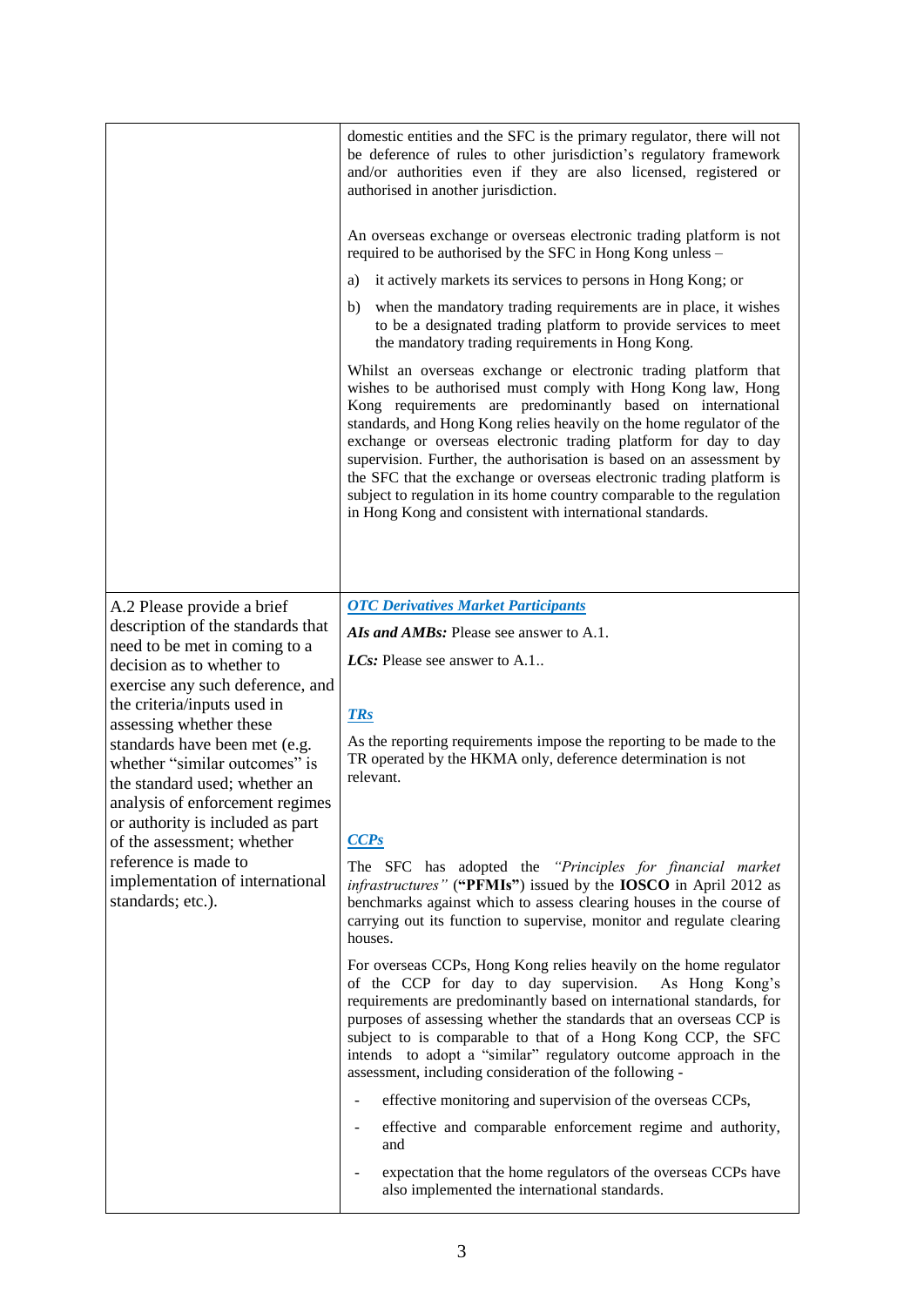| | |
|---|---|
| | domestic entities and the SFC is the primary regulator, there will not be deference of rules to other jurisdiction's regulatory framework and/or authorities even if they are also licensed, registered or authorised in another jurisdiction.<br><br>An overseas exchange or overseas electronic trading platform is not required to be authorised by the SFC in Hong Kong unless –<br><br>a) it actively markets its services to persons in Hong Kong; or<br><br>b) when the mandatory trading requirements are in place, it wishes to be a designated trading platform to provide services to meet the mandatory trading requirements in Hong Kong.<br><br>Whilst an overseas exchange or electronic trading platform that wishes to be authorised must comply with Hong Kong law, Hong Kong requirements are predominantly based on international standards, and Hong Kong relies heavily on the home regulator of the exchange or overseas electronic trading platform for day to day supervision. Further, the authorisation is based on an assessment by the SFC that the exchange or overseas electronic trading platform is subject to regulation in its home country comparable to the regulation in Hong Kong and consistent with international standards. |
| A.2 Please provide a brief description of the standards that need to be met in coming to a decision as to whether to exercise any such deference, and the criteria/inputs used in assessing whether these standards have been met (e.g. whether "similar outcomes" is the standard used; whether an analysis of enforcement regimes or authority is included as part of the assessment; whether reference is made to implementation of international standards; etc.). | ***OTC Derivatives Market Participants***<br><br>***AIs and AMBs:*** Please see answer to A.1.<br><br>***LCs:*** Please see answer to A.1..<br><br>***TRs***<br><br>As the reporting requirements impose the reporting to be made to the TR operated by the HKMA only, deference determination is not relevant.<br><br>***CCPs***<br><br>The SFC has adopted the *"Principles for financial market infrastructures"* (**"PFMIs"**) issued by the **IOSCO** in April 2012 as benchmarks against which to assess clearing houses in the course of carrying out its function to supervise, monitor and regulate clearing houses.<br><br>For overseas CCPs, Hong Kong relies heavily on the home regulator of the CCP for day to day supervision. As Hong Kong's requirements are predominantly based on international standards, for purposes of assessing whether the standards that an overseas CCP is subject to is comparable to that of a Hong Kong CCP, the SFC intends to adopt a "similar" regulatory outcome approach in the assessment, including consideration of the following -<br><br>- effective monitoring and supervision of the overseas CCPs,<br>- effective and comparable enforcement regime and authority, and<br>- expectation that the home regulators of the overseas CCPs have also implemented the international standards. |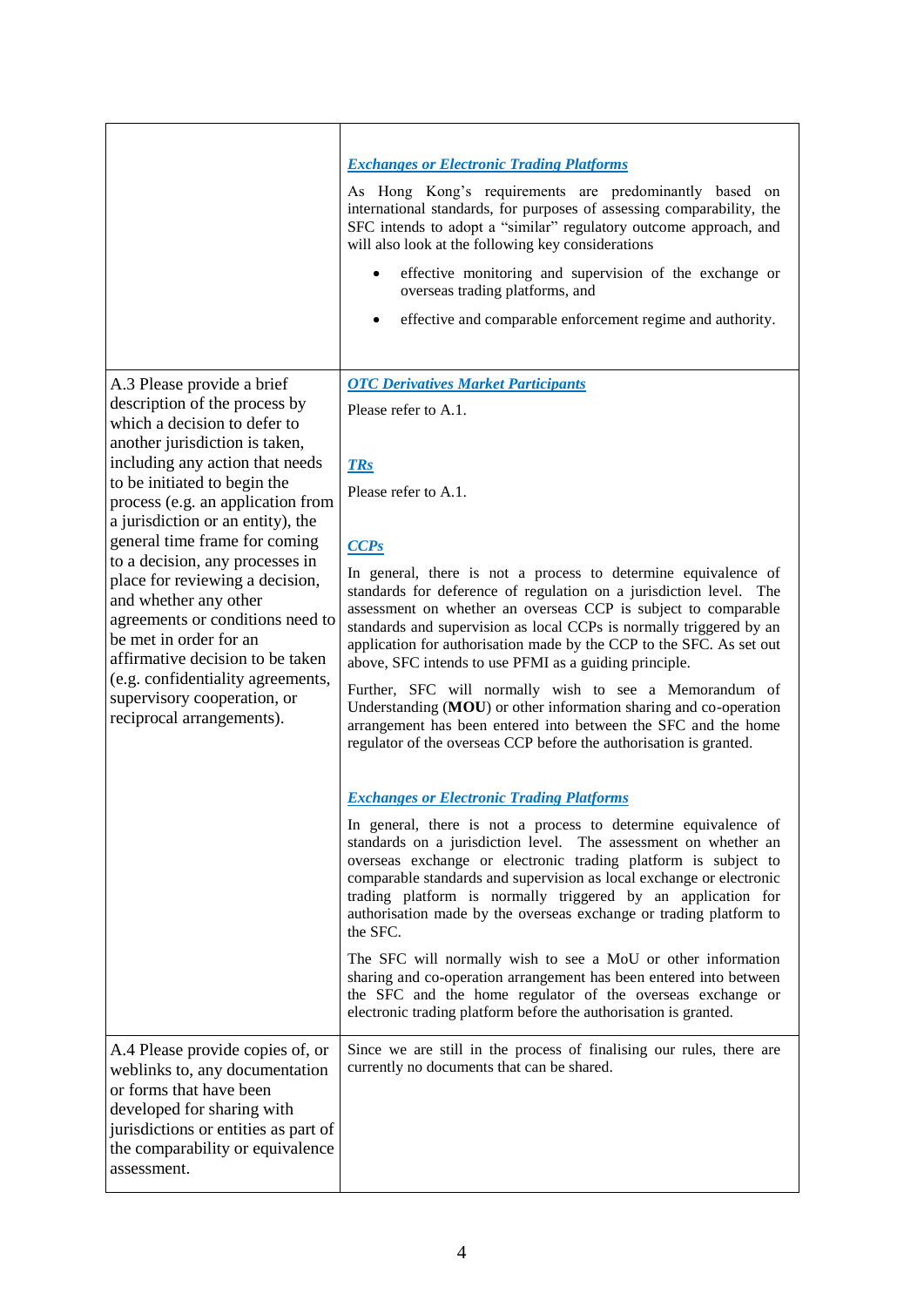| | |
|---|---|
| | ***Exchanges or Electronic Trading Platforms***<br><br>As Hong Kong's requirements are predominantly based on international standards, for purposes of assessing comparability, the SFC intends to adopt a "similar" regulatory outcome approach, and will also look at the following key considerations<br><br>• effective monitoring and supervision of the exchange or overseas trading platforms, and<br><br>• effective and comparable enforcement regime and authority. |
| A.3 Please provide a brief description of the process by which a decision to defer to another jurisdiction is taken, including any action that needs to be initiated to begin the process (e.g. an application from a jurisdiction or an entity), the general time frame for coming to a decision, any processes in place for reviewing a decision, and whether any other agreements or conditions need to be met in order for an affirmative decision to be taken (e.g. confidentiality agreements, supervisory cooperation, or reciprocal arrangements). | ***OTC Derivatives Market Participants***<br><br>Please refer to A.1.<br><br>***TRs***<br><br>Please refer to A.1.<br><br>***CCPs***<br><br>In general, there is not a process to determine equivalence of standards for deference of regulation on a jurisdiction level. The assessment on whether an overseas CCP is subject to comparable standards and supervision as local CCPs is normally triggered by an application for authorisation made by the CCP to the SFC. As set out above, SFC intends to use PFMI as a guiding principle.<br><br>Further, SFC will normally wish to see a Memorandum of Understanding (**MOU**) or other information sharing and co-operation arrangement has been entered into between the SFC and the home regulator of the overseas CCP before the authorisation is granted.<br><br>***Exchanges or Electronic Trading Platforms***<br><br>In general, there is not a process to determine equivalence of standards on a jurisdiction level. The assessment on whether an overseas exchange or electronic trading platform is subject to comparable standards and supervision as local exchange or electronic trading platform is normally triggered by an application for authorisation made by the overseas exchange or trading platform to the SFC.<br><br>The SFC will normally wish to see a MoU or other information sharing and co-operation arrangement has been entered into between the SFC and the home regulator of the overseas exchange or electronic trading platform before the authorisation is granted. |
| A.4 Please provide copies of, or weblinks to, any documentation or forms that have been developed for sharing with jurisdictions or entities as part of the comparability or equivalence assessment. | Since we are still in the process of finalising our rules, there are currently no documents that can be shared. |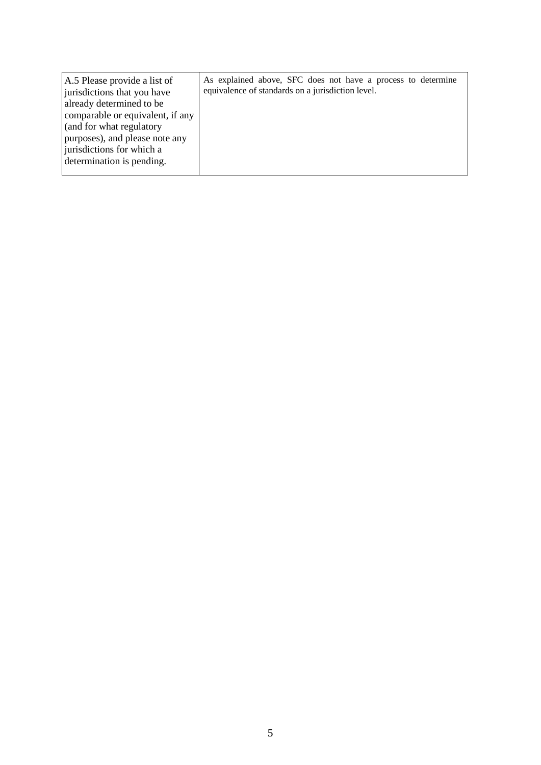| | |
|---|---|
| A.5 Please provide a list of jurisdictions that you have already determined to be comparable or equivalent, if any (and for what regulatory purposes), and please note any jurisdictions for which a determination is pending. | As explained above, SFC does not have a process to determine equivalence of standards on a jurisdiction level. |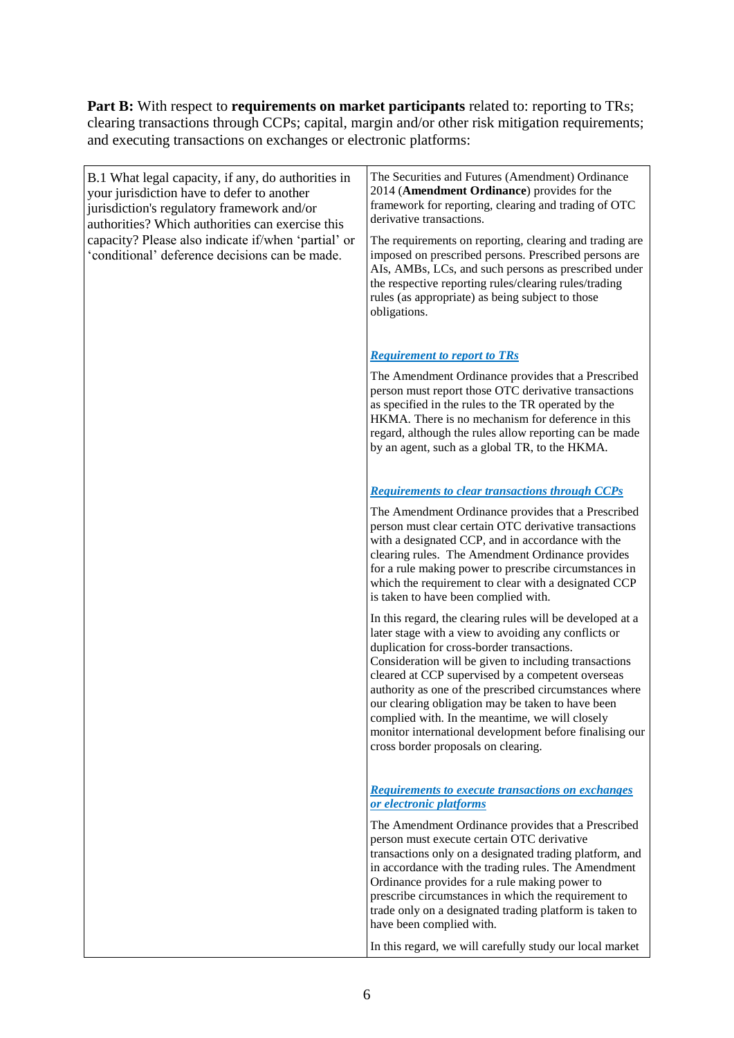**Part B:** With respect to **requirements on market participants** related to: reporting to TRs; clearing transactions through CCPs; capital, margin and/or other risk mitigation requirements; and executing transactions on exchanges or electronic platforms:

| | |
|---|---|
| B.1 What legal capacity, if any, do authorities in your jurisdiction have to defer to another jurisdiction's regulatory framework and/or authorities? Which authorities can exercise this capacity? Please also indicate if/when 'partial' or 'conditional' deference decisions can be made. | The Securities and Futures (Amendment) Ordinance 2014 (**Amendment Ordinance**) provides for the framework for reporting, clearing and trading of OTC derivative transactions.<br><br>The requirements on reporting, clearing and trading are imposed on prescribed persons. Prescribed persons are AIs, AMBs, LCs, and such persons as prescribed under the respective reporting rules/clearing rules/trading rules (as appropriate) as being subject to those obligations.<br><br>***Requirement to report to TRs***<br><br>The Amendment Ordinance provides that a Prescribed person must report those OTC derivative transactions as specified in the rules to the TR operated by the HKMA. There is no mechanism for deference in this regard, although the rules allow reporting can be made by an agent, such as a global TR, to the HKMA.<br><br>***Requirements to clear transactions through CCPs***<br><br>The Amendment Ordinance provides that a Prescribed person must clear certain OTC derivative transactions with a designated CCP, and in accordance with the clearing rules. The Amendment Ordinance provides for a rule making power to prescribe circumstances in which the requirement to clear with a designated CCP is taken to have been complied with.<br><br>In this regard, the clearing rules will be developed at a later stage with a view to avoiding any conflicts or duplication for cross-border transactions. Consideration will be given to including transactions cleared at CCP supervised by a competent overseas authority as one of the prescribed circumstances where our clearing obligation may be taken to have been complied with. In the meantime, we will closely monitor international development before finalising our cross border proposals on clearing.<br><br>***Requirements to execute transactions on exchanges or electronic platforms***<br><br>The Amendment Ordinance provides that a Prescribed person must execute certain OTC derivative transactions only on a designated trading platform, and in accordance with the trading rules. The Amendment Ordinance provides for a rule making power to prescribe circumstances in which the requirement to trade only on a designated trading platform is taken to have been complied with.<br><br>In this regard, we will carefully study our local market |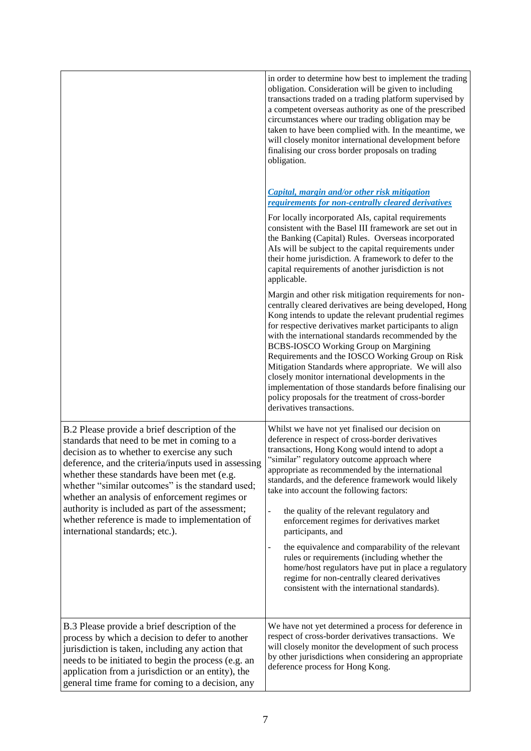| | |
|---|---|
| | in order to determine how best to implement the trading obligation. Consideration will be given to including transactions traded on a trading platform supervised by a competent overseas authority as one of the prescribed circumstances where our trading obligation may be taken to have been complied with. In the meantime, we will closely monitor international development before finalising our cross border proposals on trading obligation.<br><br>***Capital, margin and/or other risk mitigation requirements for non-centrally cleared derivatives***<br><br>For locally incorporated AIs, capital requirements consistent with the Basel III framework are set out in the Banking (Capital) Rules. Overseas incorporated AIs will be subject to the capital requirements under their home jurisdiction. A framework to defer to the capital requirements of another jurisdiction is not applicable.<br><br>Margin and other risk mitigation requirements for non-centrally cleared derivatives are being developed, Hong Kong intends to update the relevant prudential regimes for respective derivatives market participants to align with the international standards recommended by the BCBS-IOSCO Working Group on Margining Requirements and the IOSCO Working Group on Risk Mitigation Standards where appropriate. We will also closely monitor international developments in the implementation of those standards before finalising our policy proposals for the treatment of cross-border derivatives transactions. |
| B.2 Please provide a brief description of the standards that need to be met in coming to a decision as to whether to exercise any such deference, and the criteria/inputs used in assessing whether these standards have been met (e.g. whether "similar outcomes" is the standard used; whether an analysis of enforcement regimes or authority is included as part of the assessment; whether reference is made to implementation of international standards; etc.). | Whilst we have not yet finalised our decision on deference in respect of cross-border derivatives transactions, Hong Kong would intend to adopt a "similar" regulatory outcome approach where appropriate as recommended by the international standards, and the deference framework would likely take into account the following factors:<br><br>- the quality of the relevant regulatory and enforcement regimes for derivatives market participants, and<br>- the equivalence and comparability of the relevant rules or requirements (including whether the home/host regulators have put in place a regulatory regime for non-centrally cleared derivatives consistent with the international standards). |
| B.3 Please provide a brief description of the process by which a decision to defer to another jurisdiction is taken, including any action that needs to be initiated to begin the process (e.g. an application from a jurisdiction or an entity), the general time frame for coming to a decision, any | We have not yet determined a process for deference in respect of cross-border derivatives transactions. We will closely monitor the development of such process by other jurisdictions when considering an appropriate deference process for Hong Kong. |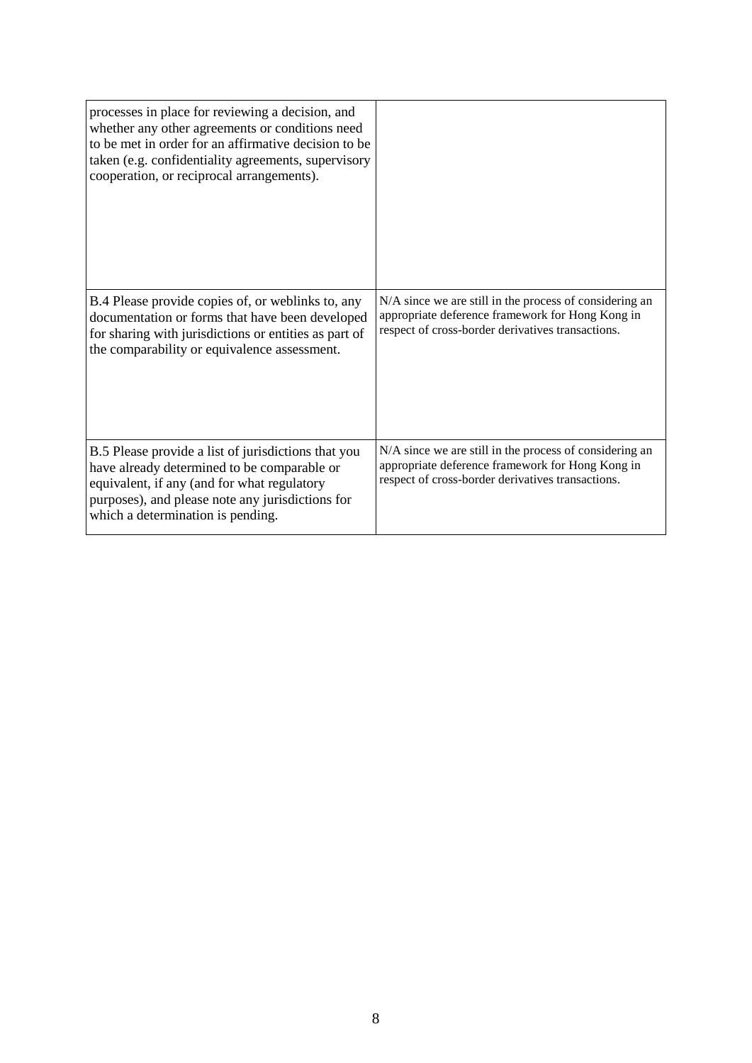| | |
|---|---|
| processes in place for reviewing a decision, and whether any other agreements or conditions need to be met in order for an affirmative decision to be taken (e.g. confidentiality agreements, supervisory cooperation, or reciprocal arrangements). | |
| B.4 Please provide copies of, or weblinks to, any documentation or forms that have been developed for sharing with jurisdictions or entities as part of the comparability or equivalence assessment. | N/A since we are still in the process of considering an appropriate deference framework for Hong Kong in respect of cross-border derivatives transactions. |
| B.5 Please provide a list of jurisdictions that you have already determined to be comparable or equivalent, if any (and for what regulatory purposes), and please note any jurisdictions for which a determination is pending. | N/A since we are still in the process of considering an appropriate deference framework for Hong Kong in respect of cross-border derivatives transactions. |